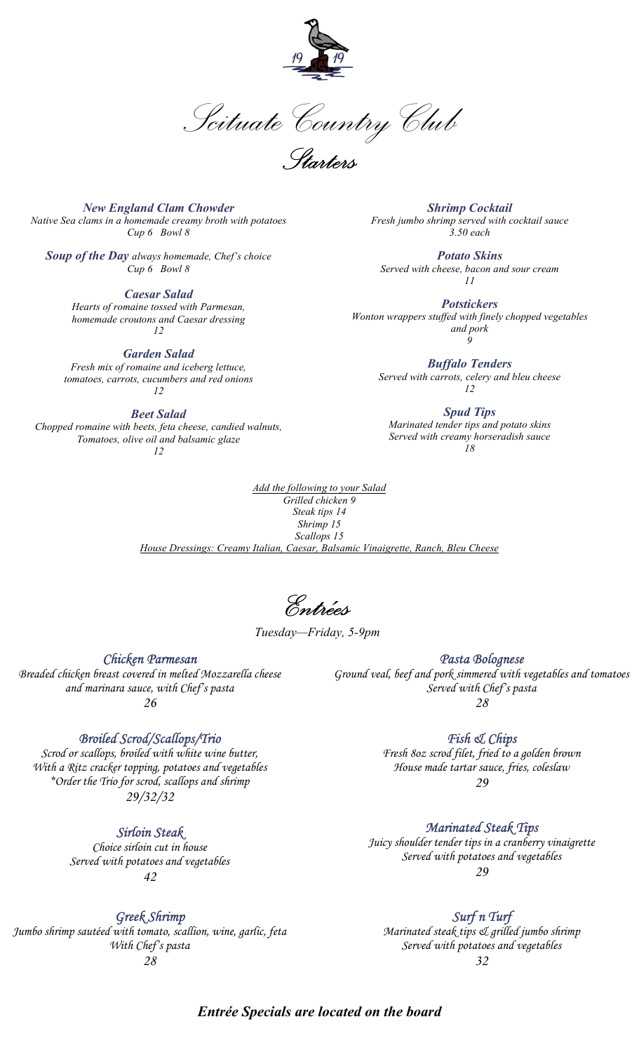19 19

# Scituate Country Club

## Starters

**New England Clam Chowder**
*Native Sea clams in a homemade creamy broth with potatoes*
*Cup 6 Bowl 8*

**Soup of the Day** *always homemade, Chef's choice*
*Cup 6 Bowl 8*

**Caesar Salad**
*Hearts of romaine tossed with Parmesan, homemade croutons and Caesar dressing*
*12*

**Garden Salad**
*Fresh mix of romaine and iceberg lettuce, tomatoes, carrots, cucumbers and red onions*
*12*

**Beet Salad**
*Chopped romaine with beets, feta cheese, candied walnuts, Tomatoes, olive oil and balsamic glaze*
*12*

**Shrimp Cocktail**
*Fresh jumbo shrimp served with cocktail sauce*
*3.50 each*

**Potato Skins**
*Served with cheese, bacon and sour cream*
*11*

**Potstickers**
*Wonton wrappers stuffed with finely chopped vegetables and pork*
*9*

**Buffalo Tenders**
*Served with carrots, celery and bleu cheese*
*12*

**Spud Tips**
*Marinated tender tips and potato skins Served with creamy horseradish sauce*
*18*

*Add the following to your Salad*
*Grilled chicken 9*
*Steak tips 14*
*Shrimp 15*
*Scallops 15*
*House Dressings: Creamy Italian, Caesar, Balsamic Vinaigrette, Ranch, Bleu Cheese*

## Entrées

*Tuesday—Friday, 5-9pm*

*Chicken Parmesan*
*Breaded chicken breast covered in melted Mozzarella cheese and marinara sauce, with Chef's pasta*
*26*

*Broiled Scrod/Scallops/Trio*
*Scrod or scallops, broiled with white wine butter, With a Ritz cracker topping, potatoes and vegetables*
*\*Order the Trio for scrod, scallops and shrimp*
*29/32/32*

*Sirloin Steak*
*Choice sirloin cut in house*
*Served with potatoes and vegetables*
*42*

*Greek Shrimp*
*Jumbo shrimp sautéed with tomato, scallion, wine, garlic, feta*
*With Chef's pasta*
*28*

*Pasta Bolognese*
*Ground veal, beef and pork simmered with vegetables and tomatoes*
*Served with Chef's pasta*
*28*

*Fish & Chips*
*Fresh 8oz scrod filet, fried to a golden brown*
*House made tartar sauce, fries, coleslaw*
*29*

*Marinated Steak Tips*
*Juicy shoulder tender tips in a cranberry vinaigrette*
*Served with potatoes and vegetables*
*29*

*Surf n Turf*
*Marinated steak tips & grilled jumbo shrimp*
*Served with potatoes and vegetables*
*32*

***Entrée Specials are located on the board***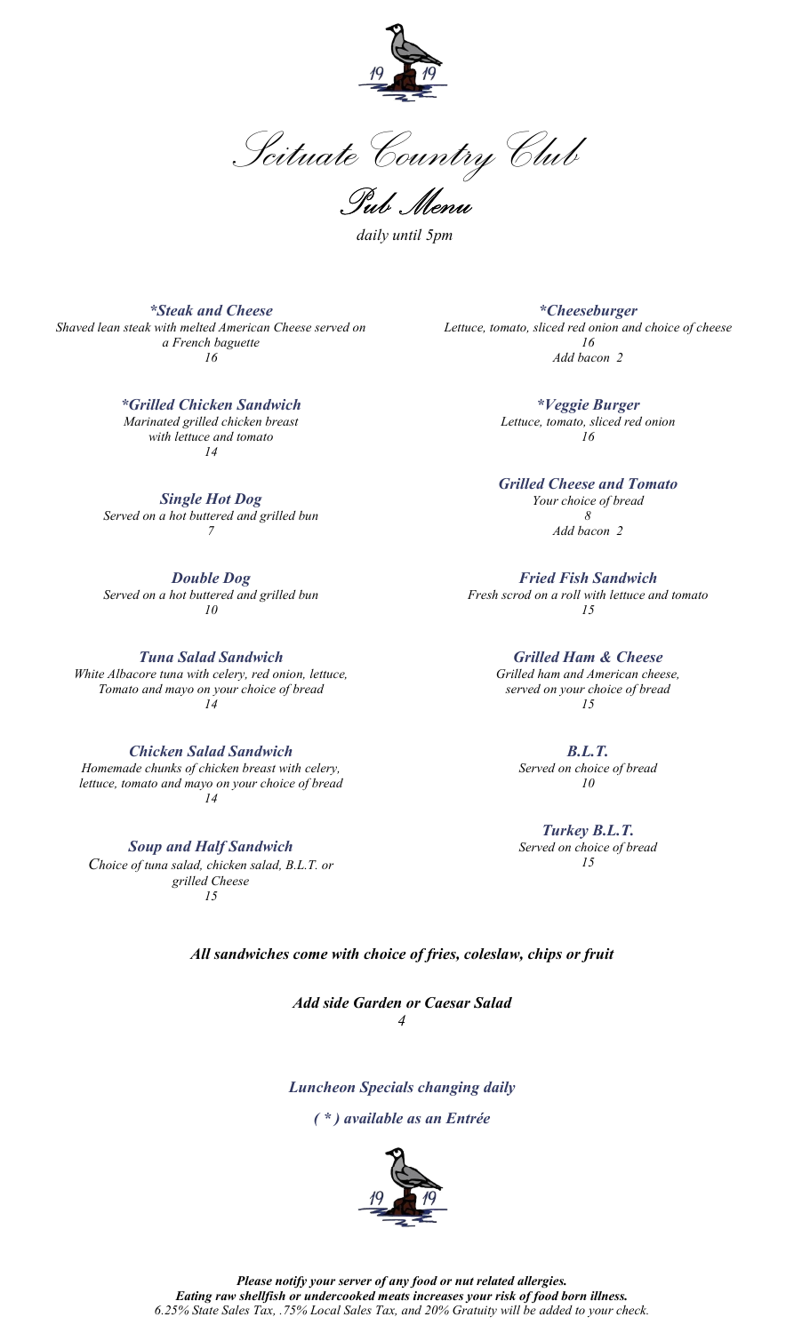# Scituate Country Club

## Pub Menu

*daily until 5pm*

***Steak and Cheese**
*Shaved lean steak with melted American Cheese served on a French baguette*
*16*

***Grilled Chicken Sandwich**
*Marinated grilled chicken breast with lettuce and tomato*
*14*

**Single Hot Dog**
*Served on a hot buttered and grilled bun*
*7*

**Double Dog**
*Served on a hot buttered and grilled bun*
*10*

**Tuna Salad Sandwich**
*White Albacore tuna with celery, red onion, lettuce, Tomato and mayo on your choice of bread*
*14*

**Chicken Salad Sandwich**
*Homemade chunks of chicken breast with celery, lettuce, tomato and mayo on your choice of bread*
*14*

**Soup and Half Sandwich**
*Choice of tuna salad, chicken salad, B.L.T. or grilled Cheese*
*15*

***Cheeseburger**
*Lettuce, tomato, sliced red onion and choice of cheese*
*16*
*Add bacon 2*

***Veggie Burger**
*Lettuce, tomato, sliced red onion*
*16*

**Grilled Cheese and Tomato**
*Your choice of bread*
*8*
*Add bacon 2*

**Fried Fish Sandwich**
*Fresh scrod on a roll with lettuce and tomato*
*15*

**Grilled Ham & Cheese**
*Grilled ham and American cheese, served on your choice of bread*
*15*

**B.L.T.**
*Served on choice of bread*
*10*

**Turkey B.L.T.**
*Served on choice of bread*
*15*

***All sandwiches come with choice of fries, coleslaw, chips or fruit***

***Add side Garden or Caesar Salad***
*4*

***Luncheon Specials changing daily***

***( * ) available as an Entrée***

***Please notify your server of any food or nut related allergies.***
***Eating raw shellfish or undercooked meats increases your risk of food born illness.***
*6.25% State Sales Tax, .75% Local Sales Tax, and 20% Gratuity will be added to your check.*